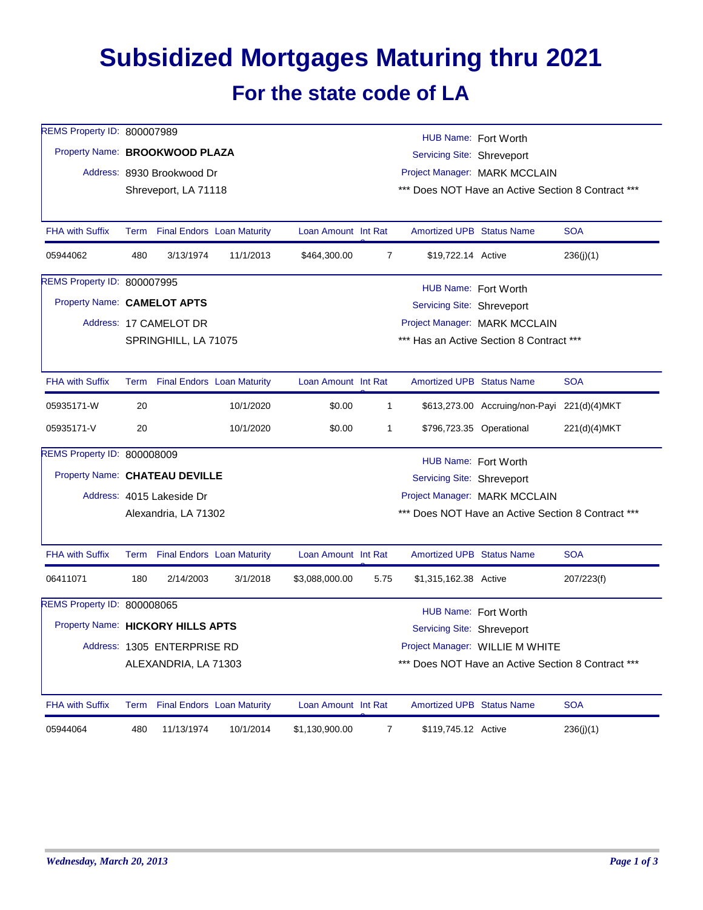# Subsidized Mortgages Maturing thru 2021

## For the state code of LA

REMS Property ID: 800007989
Property Name: **BROOKWOOD PLAZA**
Address: 8930 Brookwood Dr
Shreveport, LA 71118

HUB Name: Fort Worth
Servicing Site: Shreveport
Project Manager: MARK MCCLAIN
*** Does NOT Have an Active Section 8 Contract ***

| FHA with Suffix | Term | Final Endors | Loan Maturity | Loan Amount | Int Rate | Amortized UPB | Status Name | SOA |
|---|---|---|---|---|---|---|---|---|
| 05944062 | 480 | 3/13/1974 | 11/1/2013 | $464,300.00 | 7 | $19,722.14 | Active | 236(j)(1) |

REMS Property ID: 800007995
Property Name: **CAMELOT APTS**
Address: 17 CAMELOT DR
SPRINGHILL, LA 71075

HUB Name: Fort Worth
Servicing Site: Shreveport
Project Manager: MARK MCCLAIN
*** Has an Active Section 8 Contract ***

| FHA with Suffix | Term | Final Endors | Loan Maturity | Loan Amount | Int Rate | Amortized UPB | Status Name | SOA |
|---|---|---|---|---|---|---|---|---|
| 05935171-W | 20 | | 10/1/2020 | $0.00 | 1 | $613,273.00 | Accruing/non-Payi | 221(d)(4)MKT |
| 05935171-V | 20 | | 10/1/2020 | $0.00 | 1 | $796,723.35 | Operational | 221(d)(4)MKT |

REMS Property ID: 800008009
Property Name: **CHATEAU DEVILLE**
Address: 4015 Lakeside Dr
Alexandria, LA 71302

HUB Name: Fort Worth
Servicing Site: Shreveport
Project Manager: MARK MCCLAIN
*** Does NOT Have an Active Section 8 Contract ***

| FHA with Suffix | Term | Final Endors | Loan Maturity | Loan Amount | Int Rate | Amortized UPB | Status Name | SOA |
|---|---|---|---|---|---|---|---|---|
| 06411071 | 180 | 2/14/2003 | 3/1/2018 | $3,088,000.00 | 5.75 | $1,315,162.38 | Active | 207/223(f) |

REMS Property ID: 800008065
Property Name: **HICKORY HILLS APTS**
Address: 1305 ENTERPRISE RD
ALEXANDRIA, LA 71303

HUB Name: Fort Worth
Servicing Site: Shreveport
Project Manager: WILLIE M WHITE
*** Does NOT Have an Active Section 8 Contract ***

| FHA with Suffix | Term | Final Endors | Loan Maturity | Loan Amount | Int Rate | Amortized UPB | Status Name | SOA |
|---|---|---|---|---|---|---|---|---|
| 05944064 | 480 | 11/13/1974 | 10/1/2014 | $1,130,900.00 | 7 | $119,745.12 | Active | 236(j)(1) |

*Wednesday, March 20, 2013*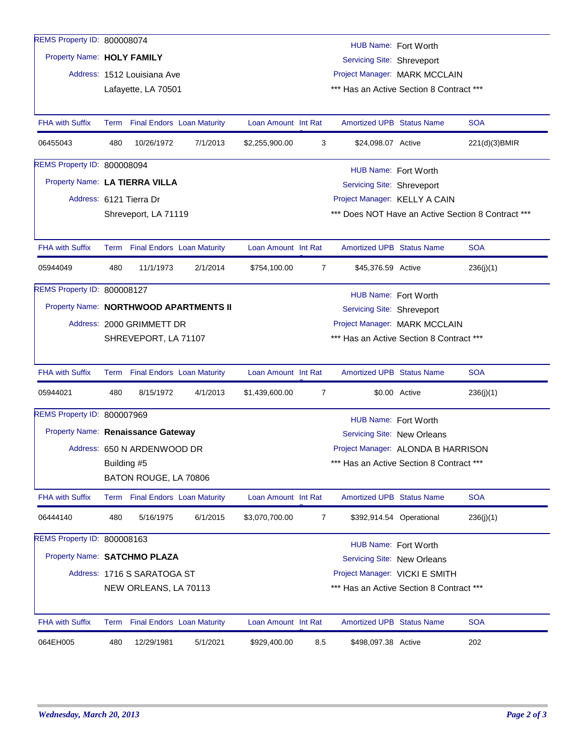REMS Property ID: 800008074

Property Name: **HOLY FAMILY**

Address: 1512 Louisiana Ave
Lafayette, LA 70501

HUB Name: Fort Worth
Servicing Site: Shreveport
Project Manager: MARK MCCLAIN
*** Has an Active Section 8 Contract ***

| FHA with Suffix | Term | Final Endors | Loan Maturity | Loan Amount | Int Rate | Amortized UPB | Status Name | SOA |
|---|---|---|---|---|---|---|---|---|
| 06455043 | 480 | 10/26/1972 | 7/1/2013 | $2,255,900.00 | 3 | $24,098.07 | Active | 221(d)(3)BMIR |

REMS Property ID: 800008094

Property Name: **LA TIERRA VILLA**

Address: 6121 Tierra Dr
Shreveport, LA 71119

HUB Name: Fort Worth
Servicing Site: Shreveport
Project Manager: KELLY A CAIN
*** Does NOT Have an Active Section 8 Contract ***

| FHA with Suffix | Term | Final Endors | Loan Maturity | Loan Amount | Int Rate | Amortized UPB | Status Name | SOA |
|---|---|---|---|---|---|---|---|---|
| 05944049 | 480 | 11/1/1973 | 2/1/2014 | $754,100.00 | 7 | $45,376.59 | Active | 236(j)(1) |

REMS Property ID: 800008127

Property Name: **NORTHWOOD APARTMENTS II**

Address: 2000 GRIMMETT DR
SHREVEPORT, LA 71107

HUB Name: Fort Worth
Servicing Site: Shreveport
Project Manager: MARK MCCLAIN
*** Has an Active Section 8 Contract ***

| FHA with Suffix | Term | Final Endors | Loan Maturity | Loan Amount | Int Rate | Amortized UPB | Status Name | SOA |
|---|---|---|---|---|---|---|---|---|
| 05944021 | 480 | 8/15/1972 | 4/1/2013 | $1,439,600.00 | 7 | $0.00 | Active | 236(j)(1) |

REMS Property ID: 800007969

Property Name: **Renaissance Gateway**

Address: 650 N ARDENWOOD DR
Building #5
BATON ROUGE, LA 70806

HUB Name: Fort Worth
Servicing Site: New Orleans
Project Manager: ALONDA B HARRISON
*** Has an Active Section 8 Contract ***

| FHA with Suffix | Term | Final Endors | Loan Maturity | Loan Amount | Int Rate | Amortized UPB | Status Name | SOA |
|---|---|---|---|---|---|---|---|---|
| 06444140 | 480 | 5/16/1975 | 6/1/2015 | $3,070,700.00 | 7 | $392,914.54 | Operational | 236(j)(1) |

REMS Property ID: 800008163

Property Name: **SATCHMO PLAZA**

Address: 1716 S SARATOGA ST
NEW ORLEANS, LA 70113

HUB Name: Fort Worth
Servicing Site: New Orleans
Project Manager: VICKI E SMITH
*** Has an Active Section 8 Contract ***

| FHA with Suffix | Term | Final Endors | Loan Maturity | Loan Amount | Int Rate | Amortized UPB | Status Name | SOA |
|---|---|---|---|---|---|---|---|---|
| 064EH005 | 480 | 12/29/1981 | 5/1/2021 | $929,400.00 | 8.5 | $498,097.38 | Active | 202 |

*Wednesday, March 20, 2013*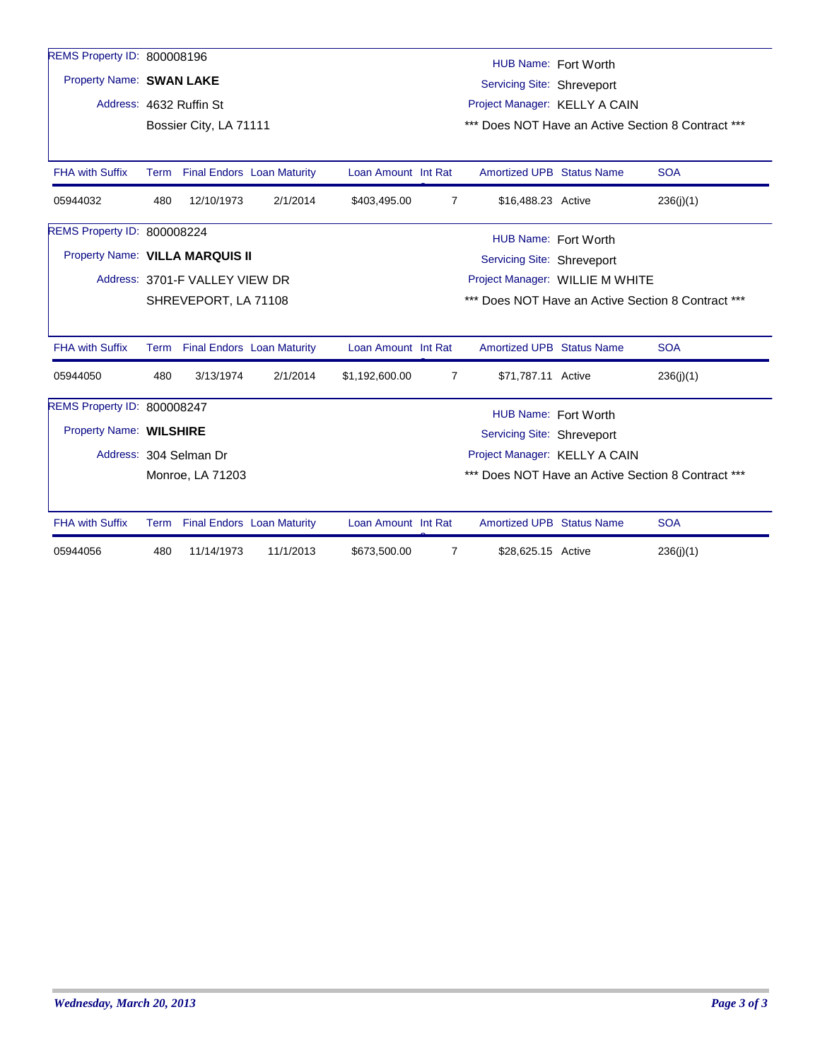REMS Property ID: 800008196

Property Name: **SWAN LAKE**

Address: 4632 Ruffin St

Bossier City, LA 71111

HUB Name: Fort Worth

Servicing Site: Shreveport

Project Manager: KELLY A CAIN

*** Does NOT Have an Active Section 8 Contract ***

| FHA with Suffix | Term | Final Endors | Loan Maturity | Loan Amount | Int Rate | Amortized UPB | Status Name | SOA |
|---|---|---|---|---|---|---|---|---|
| 05944032 | 480 | 12/10/1973 | 2/1/2014 | $403,495.00 | 7 | $16,488.23 | Active | 236(j)(1) |

REMS Property ID: 800008224

Property Name: **VILLA MARQUIS II**

Address: 3701-F VALLEY VIEW DR

SHREVEPORT, LA 71108

HUB Name: Fort Worth

Servicing Site: Shreveport

Project Manager: WILLIE M WHITE

*** Does NOT Have an Active Section 8 Contract ***

| FHA with Suffix | Term | Final Endors | Loan Maturity | Loan Amount | Int Rate | Amortized UPB | Status Name | SOA |
|---|---|---|---|---|---|---|---|---|
| 05944050 | 480 | 3/13/1974 | 2/1/2014 | $1,192,600.00 | 7 | $71,787.11 | Active | 236(j)(1) |

REMS Property ID: 800008247

Property Name: **WILSHIRE**

Address: 304 Selman Dr

Monroe, LA 71203

HUB Name: Fort Worth

Servicing Site: Shreveport

Project Manager: KELLY A CAIN

*** Does NOT Have an Active Section 8 Contract ***

| FHA with Suffix | Term | Final Endors | Loan Maturity | Loan Amount | Int Rate | Amortized UPB | Status Name | SOA |
|---|---|---|---|---|---|---|---|---|
| 05944056 | 480 | 11/14/1973 | 11/1/2013 | $673,500.00 | 7 | $28,625.15 | Active | 236(j)(1) |